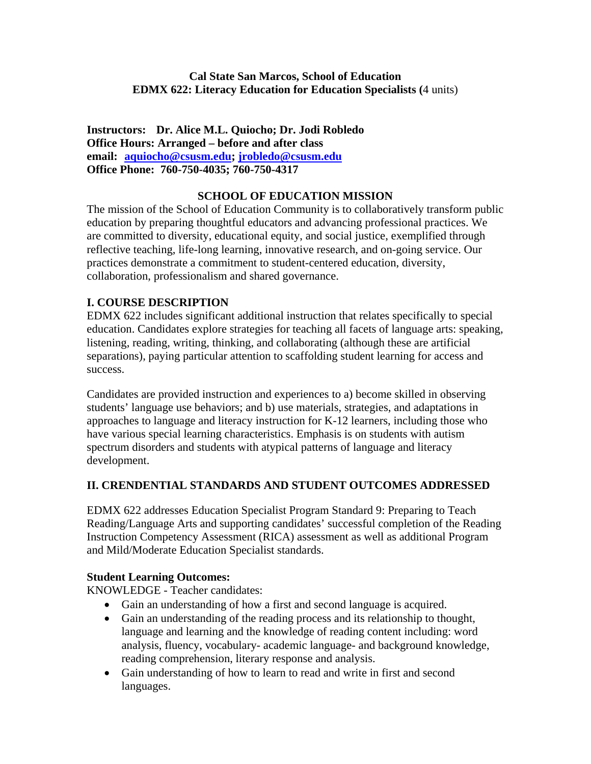**Cal State San Marcos, School of Education**
**EDMX 622: Literacy Education for Education Specialists (**4 units)

**Instructors: Dr. Alice M.L. Quiocho; Dr. Jodi Robledo**
**Office Hours: Arranged – before and after class**
**email: aquiocho@csusm.edu; jrobledo@csusm.edu**
**Office Phone: 760-750-4035; 760-750-4317**

## SCHOOL OF EDUCATION MISSION

The mission of the School of Education Community is to collaboratively transform public education by preparing thoughtful educators and advancing professional practices. We are committed to diversity, educational equity, and social justice, exemplified through reflective teaching, life-long learning, innovative research, and on-going service. Our practices demonstrate a commitment to student-centered education, diversity, collaboration, professionalism and shared governance.

## I. COURSE DESCRIPTION

EDMX 622 includes significant additional instruction that relates specifically to special education. Candidates explore strategies for teaching all facets of language arts: speaking, listening, reading, writing, thinking, and collaborating (although these are artificial separations), paying particular attention to scaffolding student learning for access and success.

Candidates are provided instruction and experiences to a) become skilled in observing students' language use behaviors; and b) use materials, strategies, and adaptations in approaches to language and literacy instruction for K-12 learners, including those who have various special learning characteristics. Emphasis is on students with autism spectrum disorders and students with atypical patterns of language and literacy development.

## II. CRENDENTIAL STANDARDS AND STUDENT OUTCOMES ADDRESSED

EDMX 622 addresses Education Specialist Program Standard 9: Preparing to Teach Reading/Language Arts and supporting candidates' successful completion of the Reading Instruction Competency Assessment (RICA) assessment as well as additional Program and Mild/Moderate Education Specialist standards.

**Student Learning Outcomes:**

KNOWLEDGE - Teacher candidates:

- Gain an understanding of how a first and second language is acquired.
- Gain an understanding of the reading process and its relationship to thought, language and learning and the knowledge of reading content including: word analysis, fluency, vocabulary- academic language- and background knowledge, reading comprehension, literary response and analysis.
- Gain understanding of how to learn to read and write in first and second languages.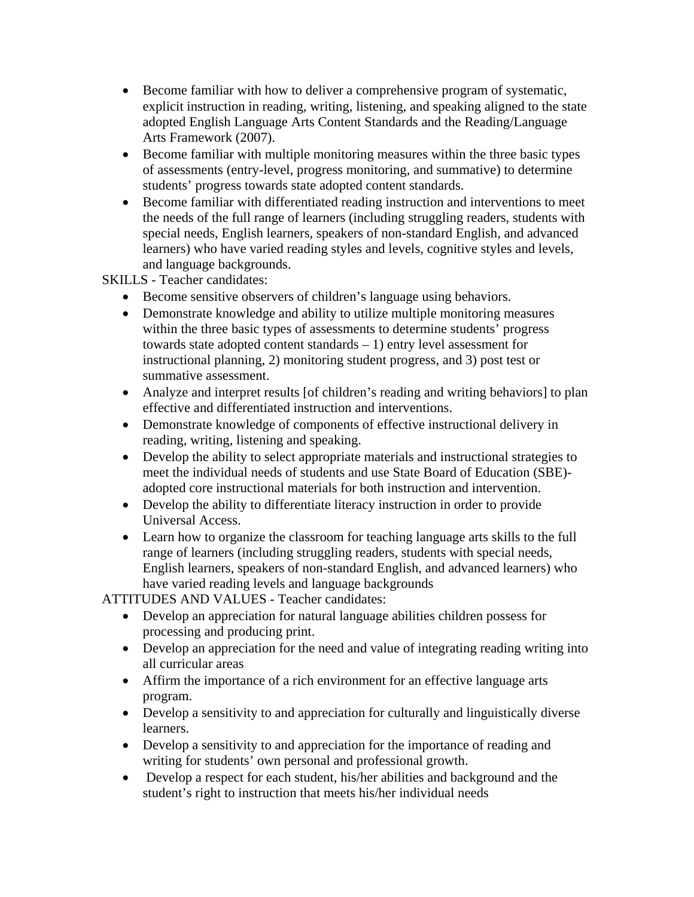- Become familiar with how to deliver a comprehensive program of systematic, explicit instruction in reading, writing, listening, and speaking aligned to the state adopted English Language Arts Content Standards and the Reading/Language Arts Framework (2007).
- Become familiar with multiple monitoring measures within the three basic types of assessments (entry-level, progress monitoring, and summative) to determine students' progress towards state adopted content standards.
- Become familiar with differentiated reading instruction and interventions to meet the needs of the full range of learners (including struggling readers, students with special needs, English learners, speakers of non-standard English, and advanced learners) who have varied reading styles and levels, cognitive styles and levels, and language backgrounds.

SKILLS - Teacher candidates:

- Become sensitive observers of children's language using behaviors.
- Demonstrate knowledge and ability to utilize multiple monitoring measures within the three basic types of assessments to determine students' progress towards state adopted content standards – 1) entry level assessment for instructional planning, 2) monitoring student progress, and 3) post test or summative assessment.
- Analyze and interpret results [of children's reading and writing behaviors] to plan effective and differentiated instruction and interventions.
- Demonstrate knowledge of components of effective instructional delivery in reading, writing, listening and speaking.
- Develop the ability to select appropriate materials and instructional strategies to meet the individual needs of students and use State Board of Education (SBE)-adopted core instructional materials for both instruction and intervention.
- Develop the ability to differentiate literacy instruction in order to provide Universal Access.
- Learn how to organize the classroom for teaching language arts skills to the full range of learners (including struggling readers, students with special needs, English learners, speakers of non-standard English, and advanced learners) who have varied reading levels and language backgrounds

ATTITUDES AND VALUES - Teacher candidates:

- Develop an appreciation for natural language abilities children possess for processing and producing print.
- Develop an appreciation for the need and value of integrating reading writing into all curricular areas
- Affirm the importance of a rich environment for an effective language arts program.
- Develop a sensitivity to and appreciation for culturally and linguistically diverse learners.
- Develop a sensitivity to and appreciation for the importance of reading and writing for students' own personal and professional growth.
- Develop a respect for each student, his/her abilities and background and the student's right to instruction that meets his/her individual needs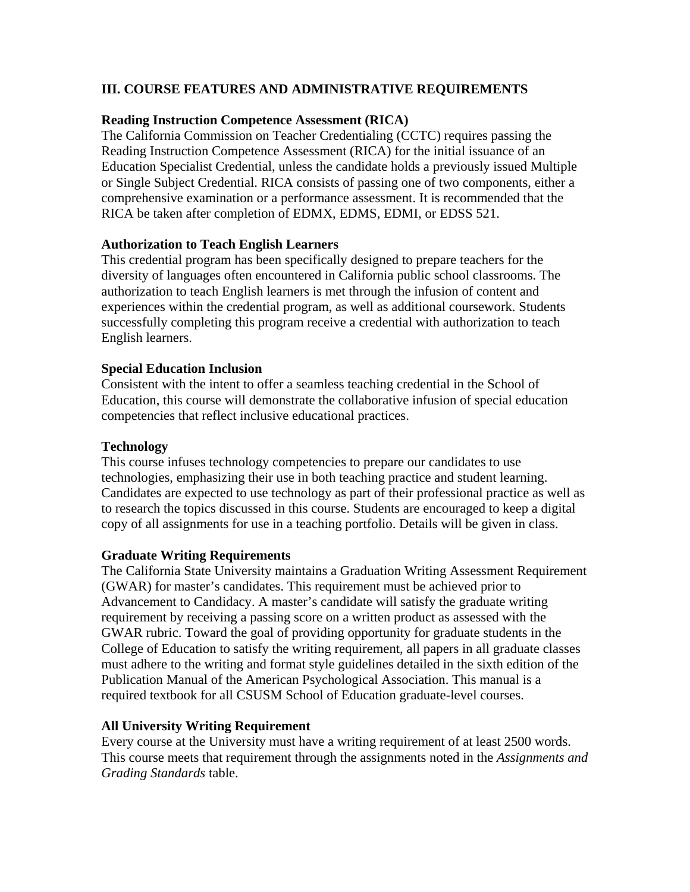## III. COURSE FEATURES AND ADMINISTRATIVE REQUIREMENTS

### Reading Instruction Competence Assessment (RICA)

The California Commission on Teacher Credentialing (CCTC) requires passing the Reading Instruction Competence Assessment (RICA) for the initial issuance of an Education Specialist Credential, unless the candidate holds a previously issued Multiple or Single Subject Credential. RICA consists of passing one of two components, either a comprehensive examination or a performance assessment. It is recommended that the RICA be taken after completion of EDMX, EDMS, EDMI, or EDSS 521.

### Authorization to Teach English Learners

This credential program has been specifically designed to prepare teachers for the diversity of languages often encountered in California public school classrooms. The authorization to teach English learners is met through the infusion of content and experiences within the credential program, as well as additional coursework. Students successfully completing this program receive a credential with authorization to teach English learners.

### Special Education Inclusion

Consistent with the intent to offer a seamless teaching credential in the School of Education, this course will demonstrate the collaborative infusion of special education competencies that reflect inclusive educational practices.

### Technology

This course infuses technology competencies to prepare our candidates to use technologies, emphasizing their use in both teaching practice and student learning. Candidates are expected to use technology as part of their professional practice as well as to research the topics discussed in this course. Students are encouraged to keep a digital copy of all assignments for use in a teaching portfolio. Details will be given in class.

### Graduate Writing Requirements

The California State University maintains a Graduation Writing Assessment Requirement (GWAR) for master's candidates. This requirement must be achieved prior to Advancement to Candidacy. A master's candidate will satisfy the graduate writing requirement by receiving a passing score on a written product as assessed with the GWAR rubric. Toward the goal of providing opportunity for graduate students in the College of Education to satisfy the writing requirement, all papers in all graduate classes must adhere to the writing and format style guidelines detailed in the sixth edition of the Publication Manual of the American Psychological Association. This manual is a required textbook for all CSUSM School of Education graduate-level courses.

### All University Writing Requirement

Every course at the University must have a writing requirement of at least 2500 words. This course meets that requirement through the assignments noted in the *Assignments and Grading Standards* table.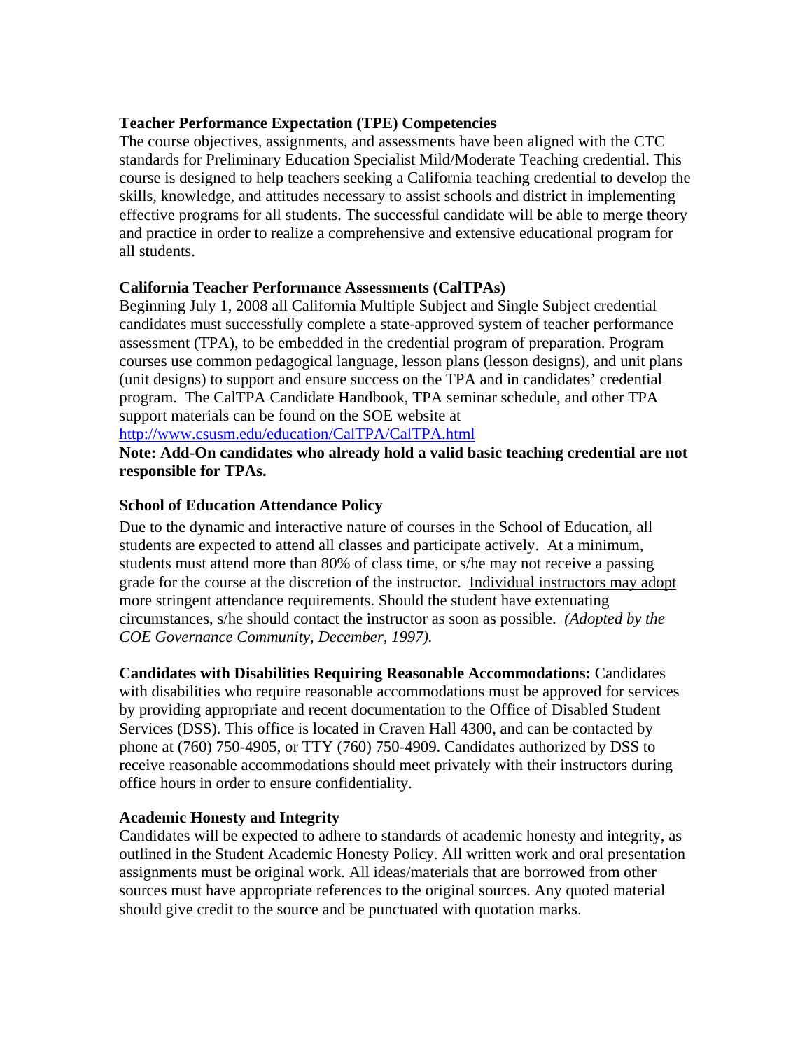**Teacher Performance Expectation (TPE) Competencies**
The course objectives, assignments, and assessments have been aligned with the CTC standards for Preliminary Education Specialist Mild/Moderate Teaching credential. This course is designed to help teachers seeking a California teaching credential to develop the skills, knowledge, and attitudes necessary to assist schools and district in implementing effective programs for all students. The successful candidate will be able to merge theory and practice in order to realize a comprehensive and extensive educational program for all students.

**California Teacher Performance Assessments (CalTPAs)**
Beginning July 1, 2008 all California Multiple Subject and Single Subject credential candidates must successfully complete a state-approved system of teacher performance assessment (TPA), to be embedded in the credential program of preparation. Program courses use common pedagogical language, lesson plans (lesson designs), and unit plans (unit designs) to support and ensure success on the TPA and in candidates' credential program. The CalTPA Candidate Handbook, TPA seminar schedule, and other TPA support materials can be found on the SOE website at
http://www.csusm.edu/education/CalTPA/CalTPA.html
**Note: Add-On candidates who already hold a valid basic teaching credential are not responsible for TPAs.**

**School of Education Attendance Policy**
Due to the dynamic and interactive nature of courses in the School of Education, all students are expected to attend all classes and participate actively. At a minimum, students must attend more than 80% of class time, or s/he may not receive a passing grade for the course at the discretion of the instructor. Individual instructors may adopt more stringent attendance requirements. Should the student have extenuating circumstances, s/he should contact the instructor as soon as possible. *(Adopted by the COE Governance Community, December, 1997).*

**Candidates with Disabilities Requiring Reasonable Accommodations:** Candidates with disabilities who require reasonable accommodations must be approved for services by providing appropriate and recent documentation to the Office of Disabled Student Services (DSS). This office is located in Craven Hall 4300, and can be contacted by phone at (760) 750-4905, or TTY (760) 750-4909. Candidates authorized by DSS to receive reasonable accommodations should meet privately with their instructors during office hours in order to ensure confidentiality.

**Academic Honesty and Integrity**
Candidates will be expected to adhere to standards of academic honesty and integrity, as outlined in the Student Academic Honesty Policy. All written work and oral presentation assignments must be original work. All ideas/materials that are borrowed from other sources must have appropriate references to the original sources. Any quoted material should give credit to the source and be punctuated with quotation marks.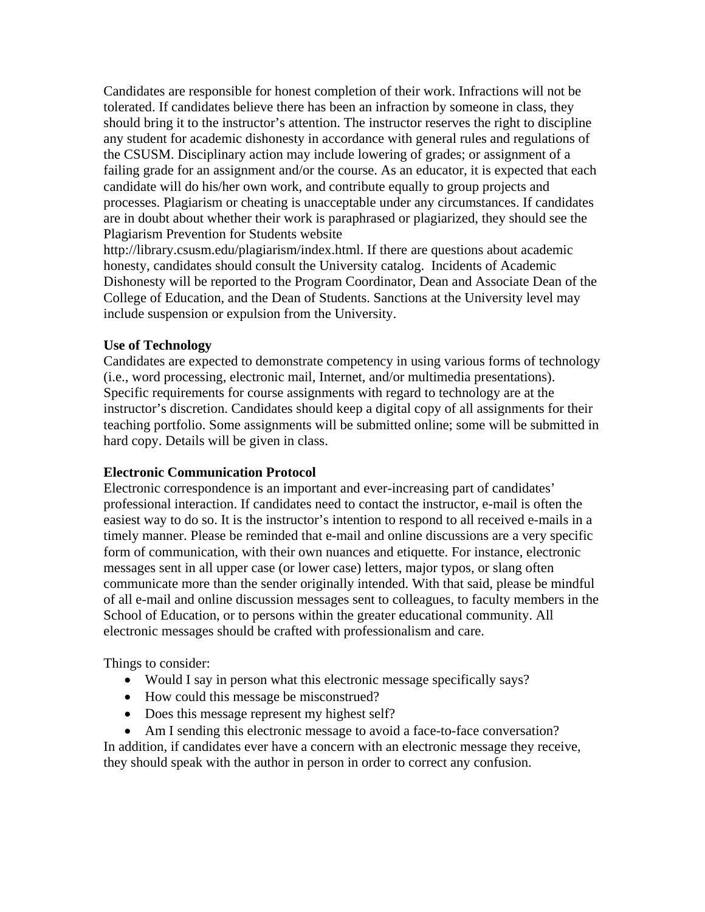Candidates are responsible for honest completion of their work. Infractions will not be tolerated. If candidates believe there has been an infraction by someone in class, they should bring it to the instructor's attention. The instructor reserves the right to discipline any student for academic dishonesty in accordance with general rules and regulations of the CSUSM. Disciplinary action may include lowering of grades; or assignment of a failing grade for an assignment and/or the course. As an educator, it is expected that each candidate will do his/her own work, and contribute equally to group projects and processes. Plagiarism or cheating is unacceptable under any circumstances. If candidates are in doubt about whether their work is paraphrased or plagiarized, they should see the Plagiarism Prevention for Students website http://library.csusm.edu/plagiarism/index.html. If there are questions about academic honesty, candidates should consult the University catalog. Incidents of Academic Dishonesty will be reported to the Program Coordinator, Dean and Associate Dean of the College of Education, and the Dean of Students. Sanctions at the University level may include suspension or expulsion from the University.

**Use of Technology**

Candidates are expected to demonstrate competency in using various forms of technology (i.e., word processing, electronic mail, Internet, and/or multimedia presentations). Specific requirements for course assignments with regard to technology are at the instructor's discretion. Candidates should keep a digital copy of all assignments for their teaching portfolio. Some assignments will be submitted online; some will be submitted in hard copy. Details will be given in class.

**Electronic Communication Protocol**

Electronic correspondence is an important and ever-increasing part of candidates' professional interaction. If candidates need to contact the instructor, e-mail is often the easiest way to do so. It is the instructor's intention to respond to all received e-mails in a timely manner. Please be reminded that e-mail and online discussions are a very specific form of communication, with their own nuances and etiquette. For instance, electronic messages sent in all upper case (or lower case) letters, major typos, or slang often communicate more than the sender originally intended. With that said, please be mindful of all e-mail and online discussion messages sent to colleagues, to faculty members in the School of Education, or to persons within the greater educational community. All electronic messages should be crafted with professionalism and care.

Things to consider:

- Would I say in person what this electronic message specifically says?
- How could this message be misconstrued?
- Does this message represent my highest self?
- Am I sending this electronic message to avoid a face-to-face conversation?

In addition, if candidates ever have a concern with an electronic message they receive, they should speak with the author in person in order to correct any confusion.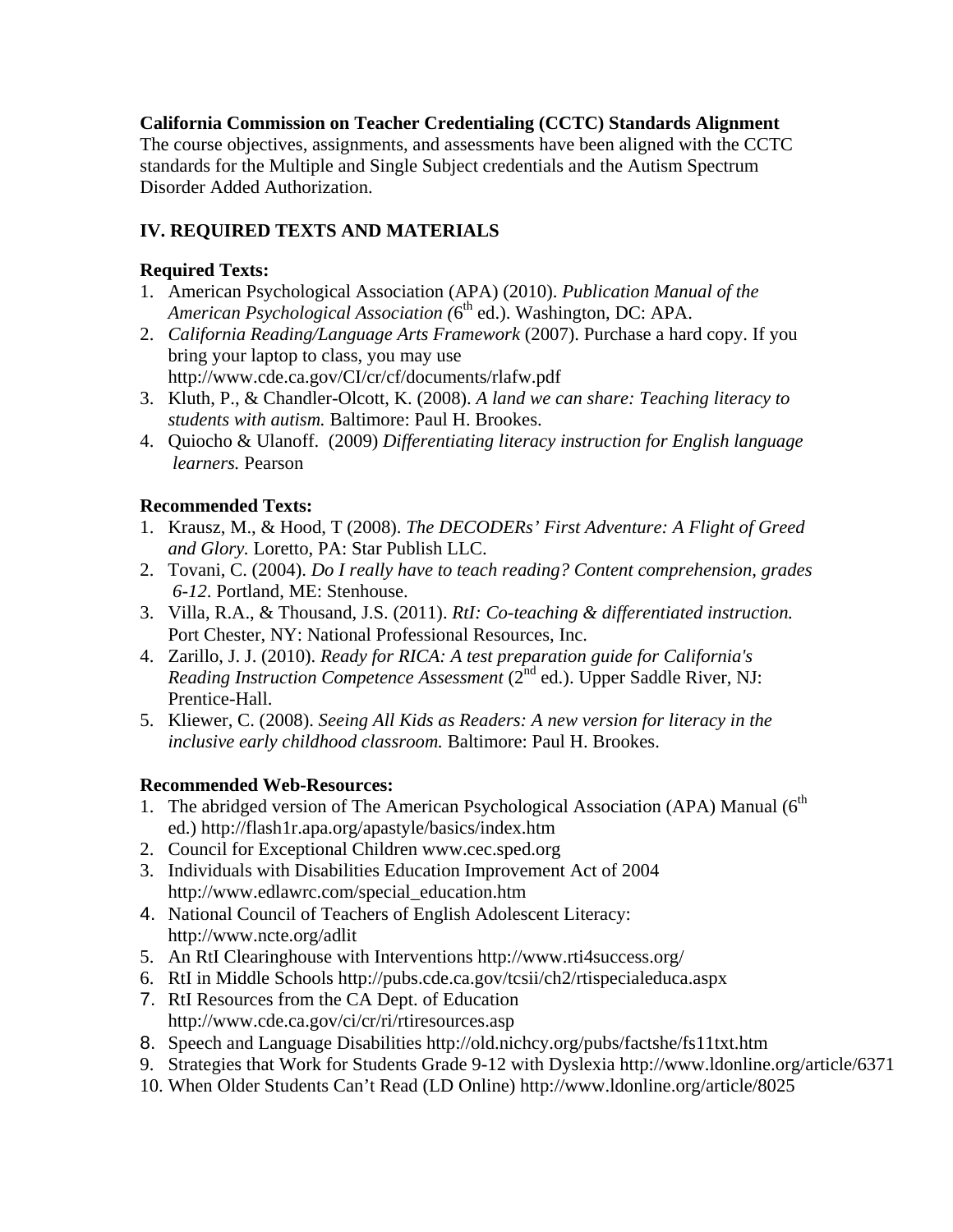**California Commission on Teacher Credentialing (CCTC) Standards Alignment**
The course objectives, assignments, and assessments have been aligned with the CCTC standards for the Multiple and Single Subject credentials and the Autism Spectrum Disorder Added Authorization.

## IV. REQUIRED TEXTS AND MATERIALS

**Required Texts:**

1. American Psychological Association (APA) (2010). *Publication Manual of the American Psychological Association (*6th ed.). Washington, DC: APA.
2. *California Reading/Language Arts Framework* (2007). Purchase a hard copy. If you bring your laptop to class, you may use http://www.cde.ca.gov/CI/cr/cf/documents/rlafw.pdf
3. Kluth, P., & Chandler-Olcott, K. (2008). *A land we can share: Teaching literacy to students with autism.* Baltimore: Paul H. Brookes.
4. Quiocho & Ulanoff. (2009) *Differentiating literacy instruction for English language learners.* Pearson

**Recommended Texts:**

1. Krausz, M., & Hood, T (2008). *The DECODERs' First Adventure: A Flight of Greed and Glory.* Loretto, PA: Star Publish LLC.
2. Tovani, C. (2004). *Do I really have to teach reading? Content comprehension, grades 6-12.* Portland, ME: Stenhouse.
3. Villa, R.A., & Thousand, J.S. (2011). *RtI: Co-teaching & differentiated instruction.* Port Chester, NY: National Professional Resources, Inc.
4. Zarillo, J. J. (2010). *Ready for RICA: A test preparation guide for California's Reading Instruction Competence Assessment* (2nd ed.). Upper Saddle River, NJ: Prentice-Hall.
5. Kliewer, C. (2008). *Seeing All Kids as Readers: A new version for literacy in the inclusive early childhood classroom.* Baltimore: Paul H. Brookes.

**Recommended Web-Resources:**

1. The abridged version of The American Psychological Association (APA) Manual (6th ed.) http://flash1r.apa.org/apastyle/basics/index.htm
2. Council for Exceptional Children www.cec.sped.org
3. Individuals with Disabilities Education Improvement Act of 2004 http://www.edlawrc.com/special_education.htm
4. National Council of Teachers of English Adolescent Literacy: http://www.ncte.org/adlit
5. An RtI Clearinghouse with Interventions http://www.rti4success.org/
6. RtI in Middle Schools http://pubs.cde.ca.gov/tcsii/ch2/rtispecialeduca.aspx
7. RtI Resources from the CA Dept. of Education http://www.cde.ca.gov/ci/cr/ri/rtiresources.asp
8. Speech and Language Disabilities http://old.nichcy.org/pubs/factshe/fs11txt.htm
9. Strategies that Work for Students Grade 9-12 with Dyslexia http://www.ldonline.org/article/6371
10. When Older Students Can't Read (LD Online) http://www.ldonline.org/article/8025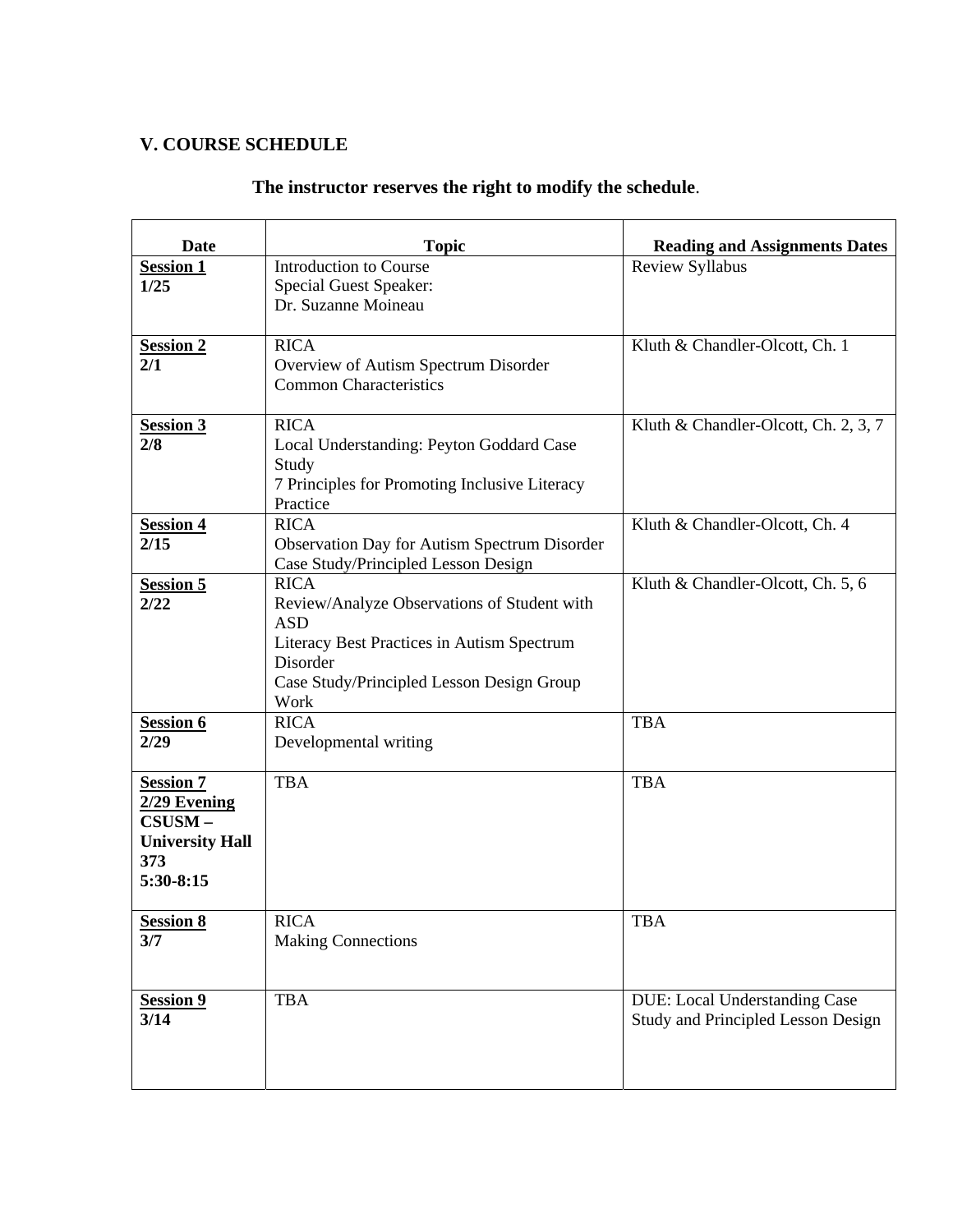## V. COURSE SCHEDULE

**The instructor reserves the right to modify the schedule**.

| Date | Topic | Reading and Assignments Dates |
|---|---|---|
| **Session 1** **1/25** | Introduction to Course Special Guest Speaker: Dr. Suzanne Moineau | Review Syllabus |
| **Session 2** **2/1** | RICA Overview of Autism Spectrum Disorder Common Characteristics | Kluth & Chandler-Olcott, Ch. 1 |
| **Session 3** **2/8** | RICA Local Understanding: Peyton Goddard Case Study 7 Principles for Promoting Inclusive Literacy Practice | Kluth & Chandler-Olcott, Ch. 2, 3, 7 |
| **Session 4** **2/15** | RICA Observation Day for Autism Spectrum Disorder Case Study/Principled Lesson Design | Kluth & Chandler-Olcott, Ch. 4 |
| **Session 5** **2/22** | RICA Review/Analyze Observations of Student with ASD Literacy Best Practices in Autism Spectrum Disorder Case Study/Principled Lesson Design Group Work | Kluth & Chandler-Olcott, Ch. 5, 6 |
| **Session 6** **2/29** | RICA Developmental writing | TBA |
| **Session 7** **2/29 Evening** **CSUSM – University Hall 373** **5:30-8:15** | TBA | TBA |
| **Session 8** **3/7** | RICA Making Connections | TBA |
| **Session 9** **3/14** | TBA | DUE: Local Understanding Case Study and Principled Lesson Design |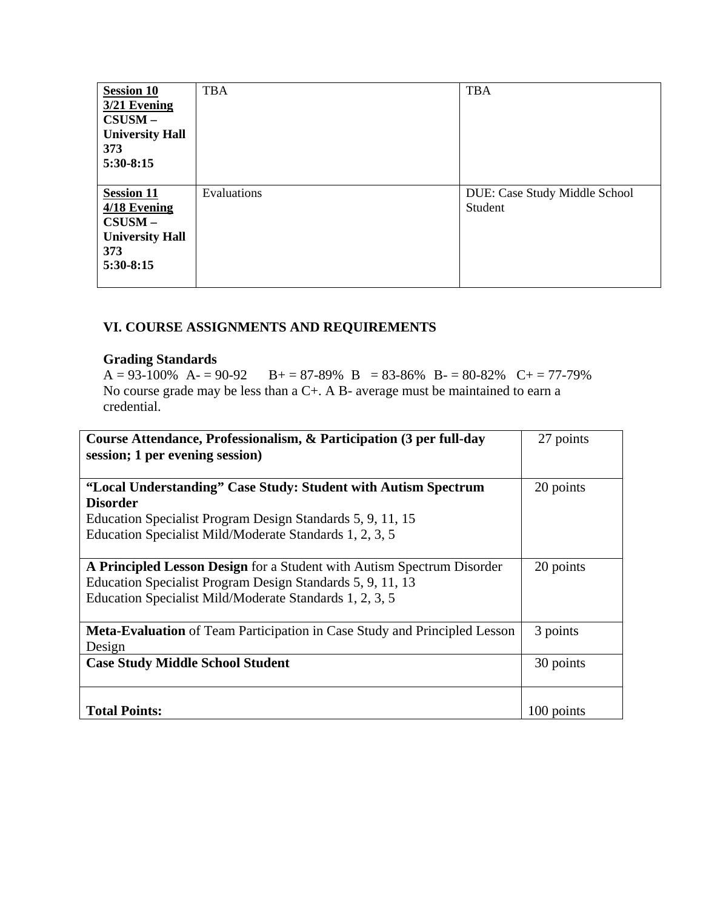| **Session 10** **3/21 Evening** **CSUSM – University Hall 373** **5:30-8:15** | TBA | TBA |
|---|---|---|
| **Session 11** **4/18 Evening** **CSUSM – University Hall 373** **5:30-8:15** | Evaluations | DUE: Case Study Middle School Student |

## VI. COURSE ASSIGNMENTS AND REQUIREMENTS

### Grading Standards

A = 93-100% A- = 90-92 B+ = 87-89% B = 83-86% B- = 80-82% C+ = 77-79%
No course grade may be less than a C+. A B- average must be maintained to earn a credential.

| **Course Attendance, Professionalism, & Participation (3 per full-day session; 1 per evening session)** | 27 points |
|---|---|
| **"Local Understanding" Case Study: Student with Autism Spectrum Disorder** Education Specialist Program Design Standards 5, 9, 11, 15 Education Specialist Mild/Moderate Standards 1, 2, 3, 5 | 20 points |
| **A Principled Lesson Design** for a Student with Autism Spectrum Disorder Education Specialist Program Design Standards 5, 9, 11, 13 Education Specialist Mild/Moderate Standards 1, 2, 3, 5 | 20 points |
| **Meta-Evaluation** of Team Participation in Case Study and Principled Lesson Design | 3 points |
| **Case Study Middle School Student** | 30 points |
| **Total Points:** | 100 points |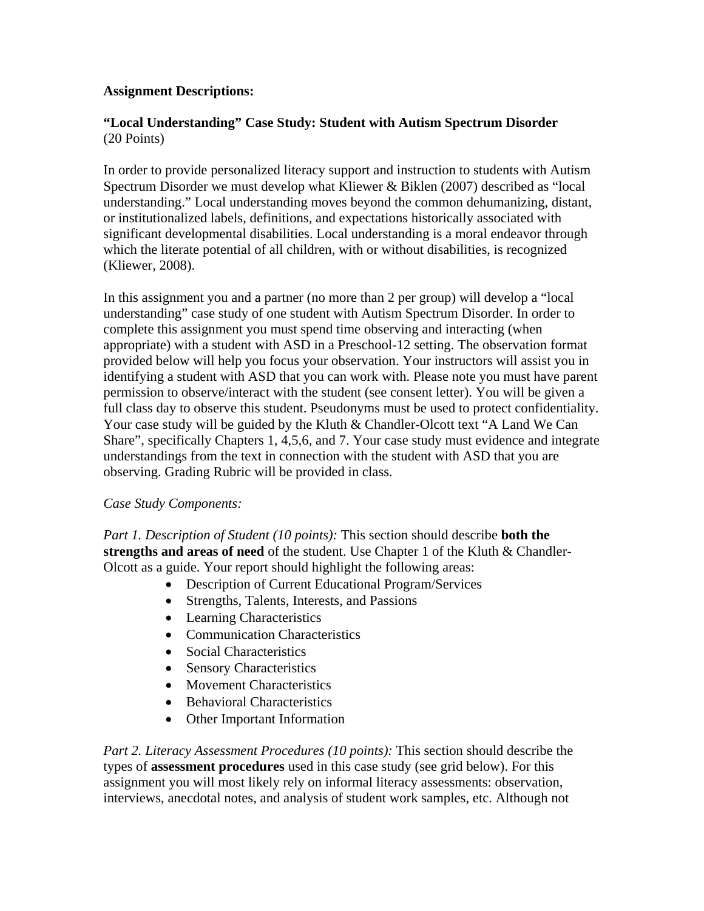**Assignment Descriptions:**

**"Local Understanding" Case Study: Student with Autism Spectrum Disorder**
(20 Points)

In order to provide personalized literacy support and instruction to students with Autism Spectrum Disorder we must develop what Kliewer & Biklen (2007) described as "local understanding." Local understanding moves beyond the common dehumanizing, distant, or institutionalized labels, definitions, and expectations historically associated with significant developmental disabilities. Local understanding is a moral endeavor through which the literate potential of all children, with or without disabilities, is recognized (Kliewer, 2008).

In this assignment you and a partner (no more than 2 per group) will develop a "local understanding" case study of one student with Autism Spectrum Disorder. In order to complete this assignment you must spend time observing and interacting (when appropriate) with a student with ASD in a Preschool-12 setting. The observation format provided below will help you focus your observation. Your instructors will assist you in identifying a student with ASD that you can work with. Please note you must have parent permission to observe/interact with the student (see consent letter). You will be given a full class day to observe this student. Pseudonyms must be used to protect confidentiality. Your case study will be guided by the Kluth & Chandler-Olcott text "A Land We Can Share", specifically Chapters 1, 4,5,6, and 7. Your case study must evidence and integrate understandings from the text in connection with the student with ASD that you are observing. Grading Rubric will be provided in class.

*Case Study Components:*

*Part 1. Description of Student (10 points):* This section should describe **both the strengths and areas of need** of the student. Use Chapter 1 of the Kluth & Chandler-Olcott as a guide. Your report should highlight the following areas:

- Description of Current Educational Program/Services
- Strengths, Talents, Interests, and Passions
- Learning Characteristics
- Communication Characteristics
- Social Characteristics
- Sensory Characteristics
- Movement Characteristics
- Behavioral Characteristics
- Other Important Information

*Part 2. Literacy Assessment Procedures (10 points):* This section should describe the types of **assessment procedures** used in this case study (see grid below). For this assignment you will most likely rely on informal literacy assessments: observation, interviews, anecdotal notes, and analysis of student work samples, etc. Although not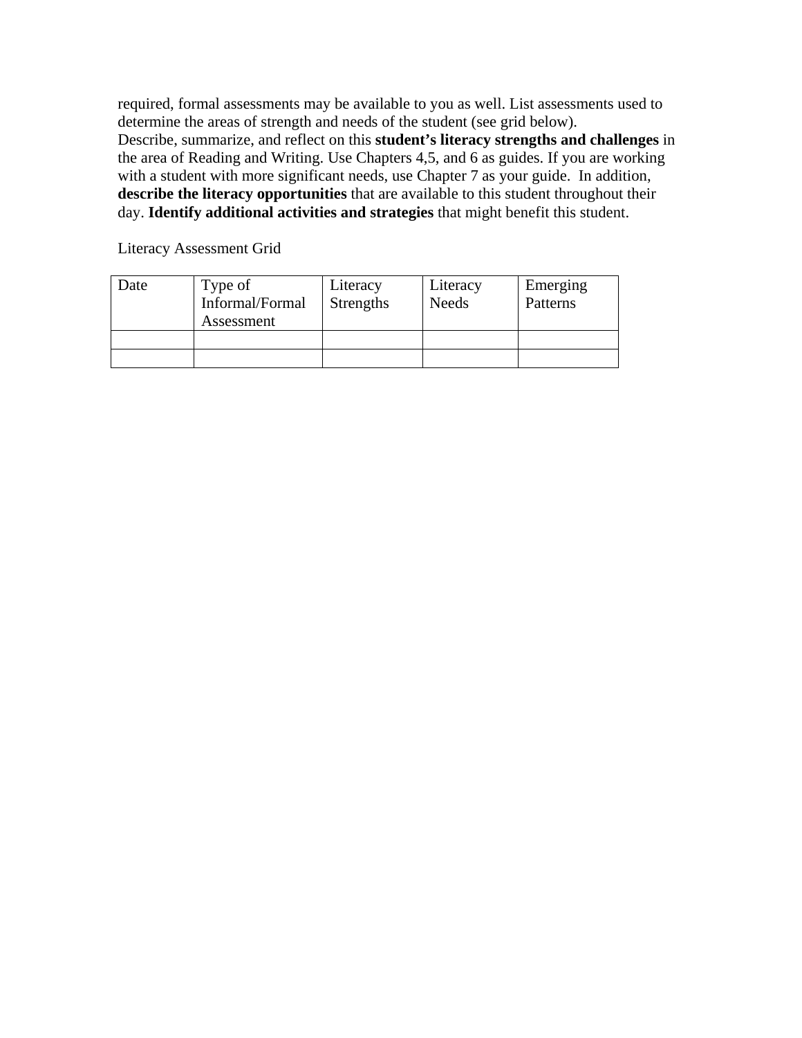required, formal assessments may be available to you as well. List assessments used to determine the areas of strength and needs of the student (see grid below).
Describe, summarize, and reflect on this **student's literacy strengths and challenges** in the area of Reading and Writing. Use Chapters 4,5, and 6 as guides. If you are working with a student with more significant needs, use Chapter 7 as your guide. In addition, **describe the literacy opportunities** that are available to this student throughout their day. **Identify additional activities and strategies** that might benefit this student.

Literacy Assessment Grid

| Date | Type of Informal/Formal Assessment | Literacy Strengths | Literacy Needs | Emerging Patterns |
| --- | --- | --- | --- | --- |
| | | | | |
| | | | | |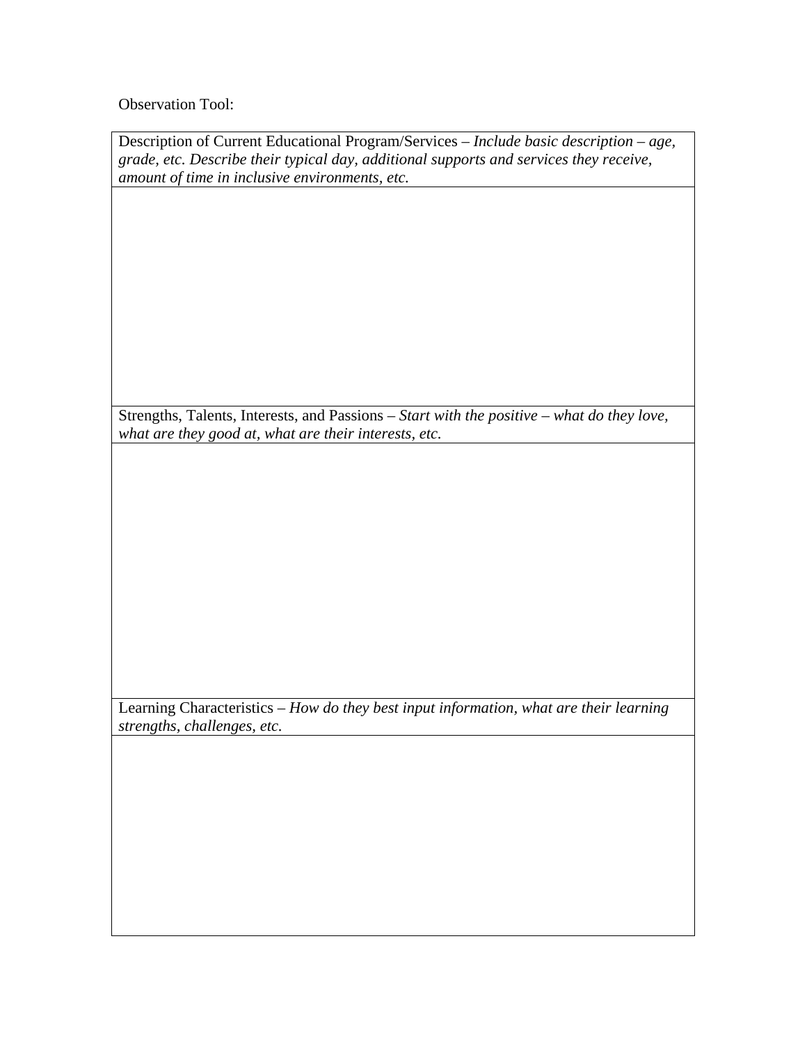Observation Tool:

| Description of Current Educational Program/Services – *Include basic description – age, grade, etc. Describe their typical day, additional supports and services they receive, amount of time in inclusive environments, etc.* |
|---|
| |
| Strengths, Talents, Interests, and Passions – *Start with the positive – what do they love, what are they good at, what are their interests, etc.* |
| |
| Learning Characteristics – *How do they best input information, what are their learning strengths, challenges, etc.* |
| |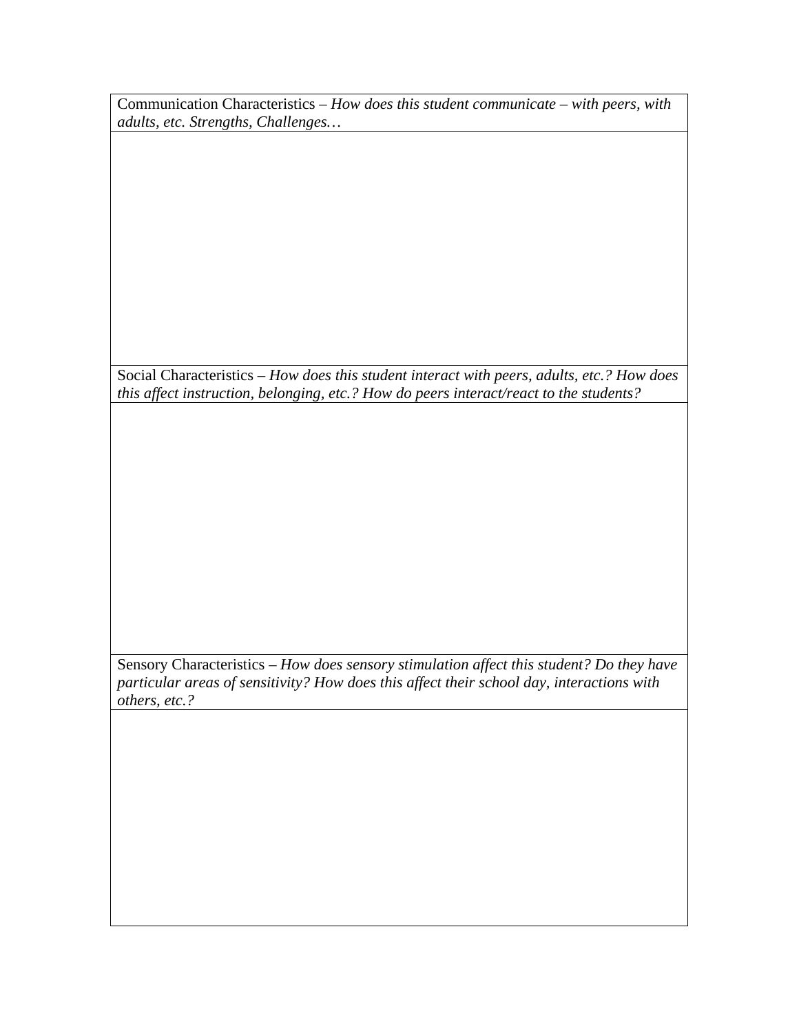| Communication Characteristics – *How does this student communicate – with peers, with adults, etc. Strengths, Challenges…* |
| --- |
| |
| Social Characteristics – *How does this student interact with peers, adults, etc.? How does this affect instruction, belonging, etc.? How do peers interact/react to the students?* |
| |
| Sensory Characteristics – *How does sensory stimulation affect this student? Do they have particular areas of sensitivity? How does this affect their school day, interactions with others, etc.?* |
| |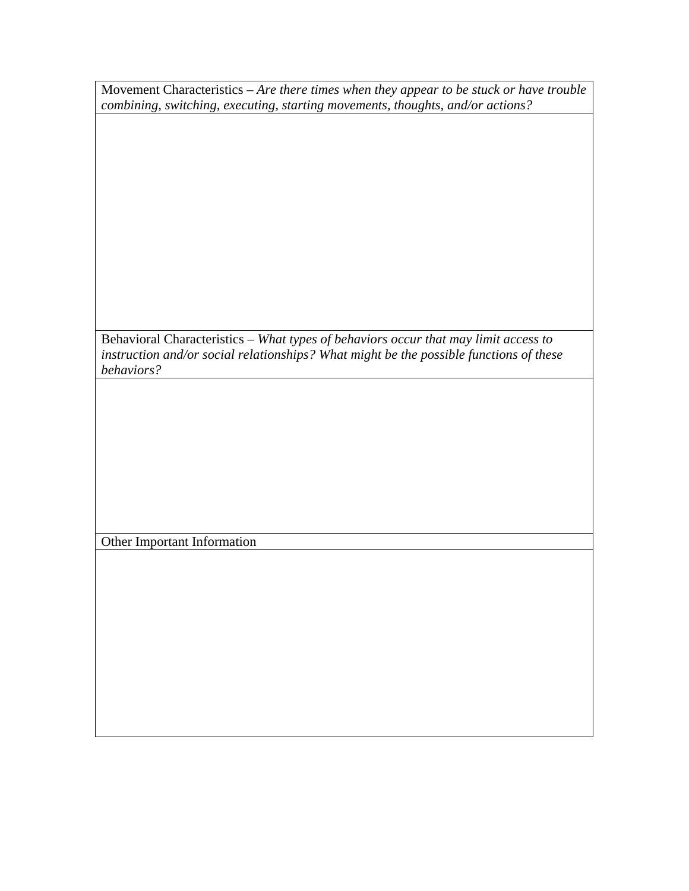| Movement Characteristics – *Are there times when they appear to be stuck or have trouble combining, switching, executing, starting movements, thoughts, and/or actions?* |
| --- |
| |
| Behavioral Characteristics – *What types of behaviors occur that may limit access to instruction and/or social relationships? What might be the possible functions of these behaviors?* |
| |
| Other Important Information |
| |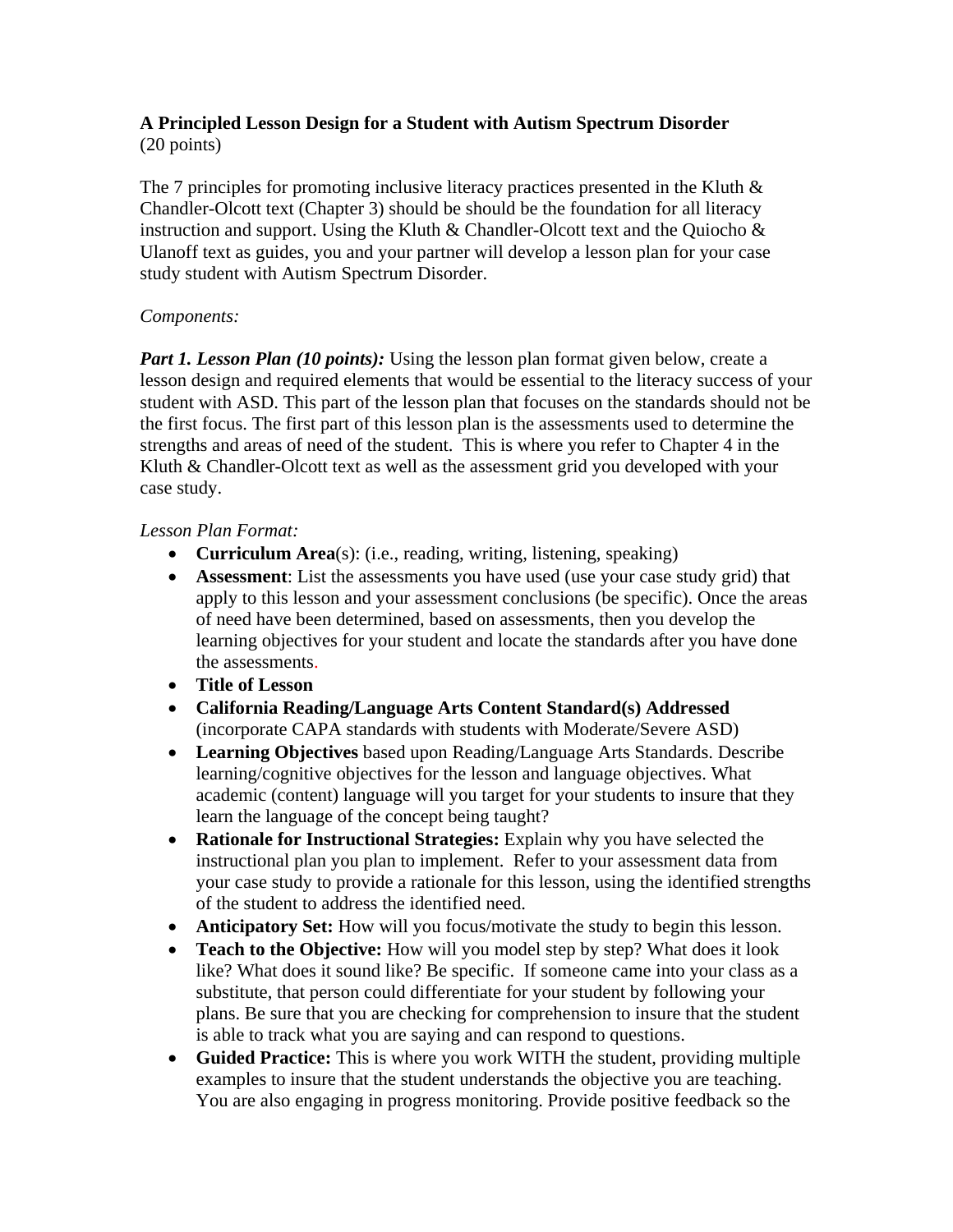**A Principled Lesson Design for a Student with Autism Spectrum Disorder**
(20 points)

The 7 principles for promoting inclusive literacy practices presented in the Kluth & Chandler-Olcott text (Chapter 3) should be should be the foundation for all literacy instruction and support. Using the Kluth & Chandler-Olcott text and the Quiocho & Ulanoff text as guides, you and your partner will develop a lesson plan for your case study student with Autism Spectrum Disorder.

*Components:*

***Part 1. Lesson Plan (10 points):*** Using the lesson plan format given below, create a lesson design and required elements that would be essential to the literacy success of your student with ASD. This part of the lesson plan that focuses on the standards should not be the first focus. The first part of this lesson plan is the assessments used to determine the strengths and areas of need of the student. This is where you refer to Chapter 4 in the Kluth & Chandler-Olcott text as well as the assessment grid you developed with your case study.

*Lesson Plan Format:*

- **Curriculum Area**(s): (i.e., reading, writing, listening, speaking)
- **Assessment**: List the assessments you have used (use your case study grid) that apply to this lesson and your assessment conclusions (be specific). Once the areas of need have been determined, based on assessments, then you develop the learning objectives for your student and locate the standards after you have done the assessments.
- **Title of Lesson**
- **California Reading/Language Arts Content Standard(s) Addressed** (incorporate CAPA standards with students with Moderate/Severe ASD)
- **Learning Objectives** based upon Reading/Language Arts Standards. Describe learning/cognitive objectives for the lesson and language objectives. What academic (content) language will you target for your students to insure that they learn the language of the concept being taught?
- **Rationale for Instructional Strategies:** Explain why you have selected the instructional plan you plan to implement. Refer to your assessment data from your case study to provide a rationale for this lesson, using the identified strengths of the student to address the identified need.
- **Anticipatory Set:** How will you focus/motivate the study to begin this lesson.
- **Teach to the Objective:** How will you model step by step? What does it look like? What does it sound like? Be specific. If someone came into your class as a substitute, that person could differentiate for your student by following your plans. Be sure that you are checking for comprehension to insure that the student is able to track what you are saying and can respond to questions.
- **Guided Practice:** This is where you work WITH the student, providing multiple examples to insure that the student understands the objective you are teaching. You are also engaging in progress monitoring. Provide positive feedback so the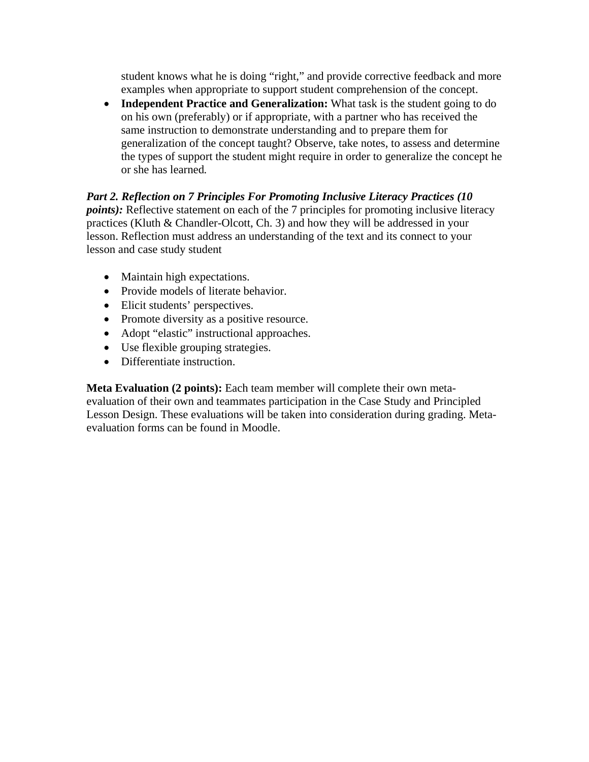student knows what he is doing "right," and provide corrective feedback and more examples when appropriate to support student comprehension of the concept.

- **Independent Practice and Generalization:** What task is the student going to do on his own (preferably) or if appropriate, with a partner who has received the same instruction to demonstrate understanding and to prepare them for generalization of the concept taught? Observe, take notes, to assess and determine the types of support the student might require in order to generalize the concept he or she has learned.

***Part 2. Reflection on 7 Principles For Promoting Inclusive Literacy Practices (10 points):*** Reflective statement on each of the 7 principles for promoting inclusive literacy practices (Kluth & Chandler-Olcott, Ch. 3) and how they will be addressed in your lesson. Reflection must address an understanding of the text and its connect to your lesson and case study student

- Maintain high expectations.
- Provide models of literate behavior.
- Elicit students' perspectives.
- Promote diversity as a positive resource.
- Adopt "elastic" instructional approaches.
- Use flexible grouping strategies.
- Differentiate instruction.

**Meta Evaluation (2 points):** Each team member will complete their own meta-evaluation of their own and teammates participation in the Case Study and Principled Lesson Design. These evaluations will be taken into consideration during grading. Meta-evaluation forms can be found in Moodle.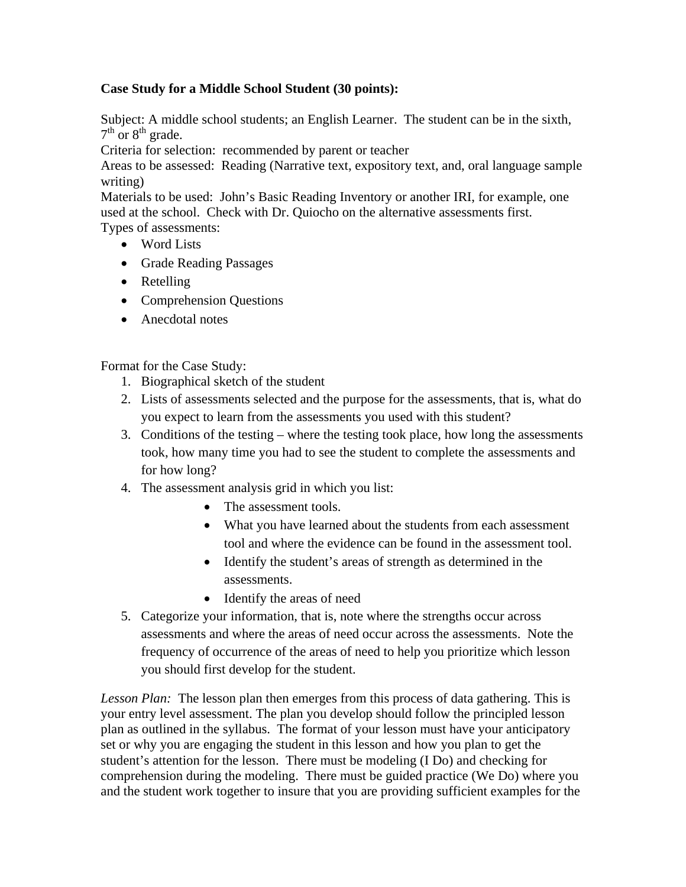**Case Study for a Middle School Student (30 points):**

Subject: A middle school students; an English Learner. The student can be in the sixth, 7th or 8th grade.
Criteria for selection: recommended by parent or teacher
Areas to be assessed: Reading (Narrative text, expository text, and, oral language sample writing)
Materials to be used: John's Basic Reading Inventory or another IRI, for example, one used at the school. Check with Dr. Quiocho on the alternative assessments first.
Types of assessments:

- Word Lists
- Grade Reading Passages
- Retelling
- Comprehension Questions
- Anecdotal notes

Format for the Case Study:

1. Biographical sketch of the student
2. Lists of assessments selected and the purpose for the assessments, that is, what do you expect to learn from the assessments you used with this student?
3. Conditions of the testing – where the testing took place, how long the assessments took, how many time you had to see the student to complete the assessments and for how long?
4. The assessment analysis grid in which you list:
    - The assessment tools.
    - What you have learned about the students from each assessment tool and where the evidence can be found in the assessment tool.
    - Identify the student's areas of strength as determined in the assessments.
    - Identify the areas of need
5. Categorize your information, that is, note where the strengths occur across assessments and where the areas of need occur across the assessments. Note the frequency of occurrence of the areas of need to help you prioritize which lesson you should first develop for the student.

*Lesson Plan:* The lesson plan then emerges from this process of data gathering. This is your entry level assessment. The plan you develop should follow the principled lesson plan as outlined in the syllabus. The format of your lesson must have your anticipatory set or why you are engaging the student in this lesson and how you plan to get the student's attention for the lesson. There must be modeling (I Do) and checking for comprehension during the modeling. There must be guided practice (We Do) where you and the student work together to insure that you are providing sufficient examples for the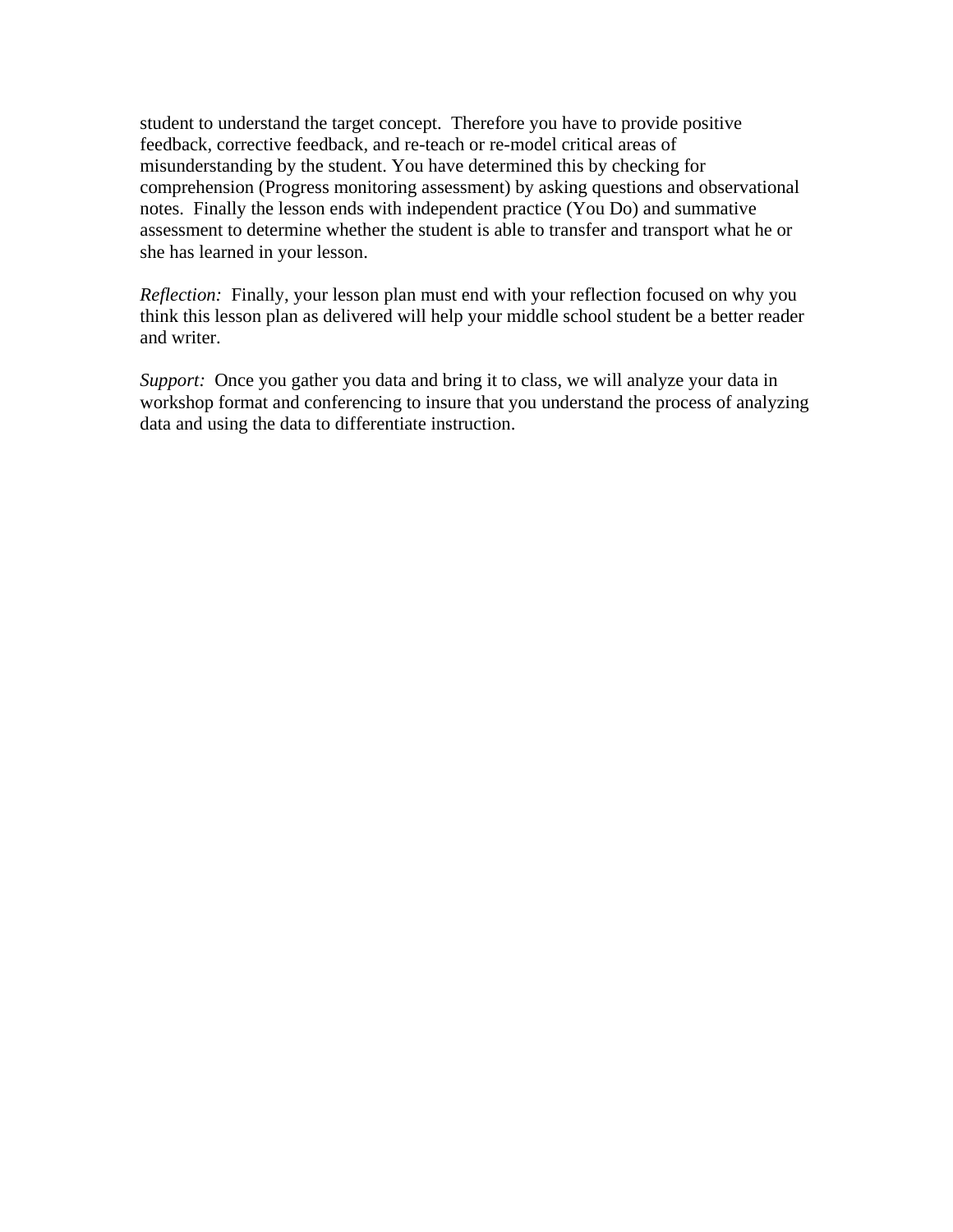student to understand the target concept. Therefore you have to provide positive feedback, corrective feedback, and re-teach or re-model critical areas of misunderstanding by the student. You have determined this by checking for comprehension (Progress monitoring assessment) by asking questions and observational notes. Finally the lesson ends with independent practice (You Do) and summative assessment to determine whether the student is able to transfer and transport what he or she has learned in your lesson.

*Reflection:* Finally, your lesson plan must end with your reflection focused on why you think this lesson plan as delivered will help your middle school student be a better reader and writer.

*Support:* Once you gather you data and bring it to class, we will analyze your data in workshop format and conferencing to insure that you understand the process of analyzing data and using the data to differentiate instruction.